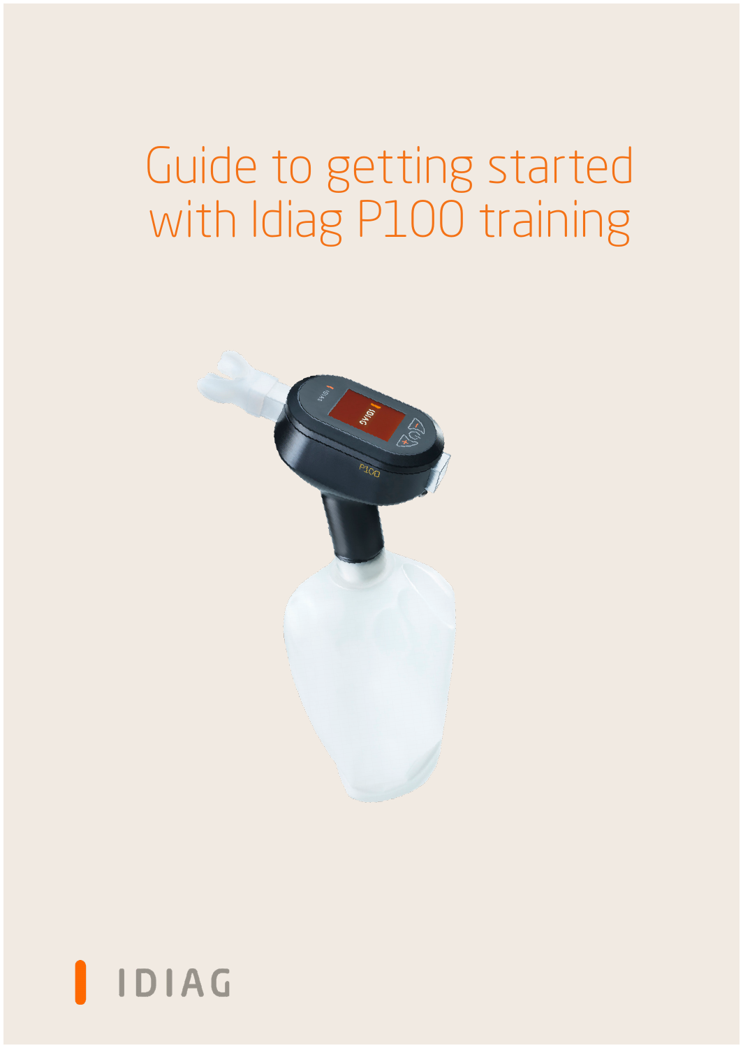# Guide to getting started with Idiag P100 training

IDIAG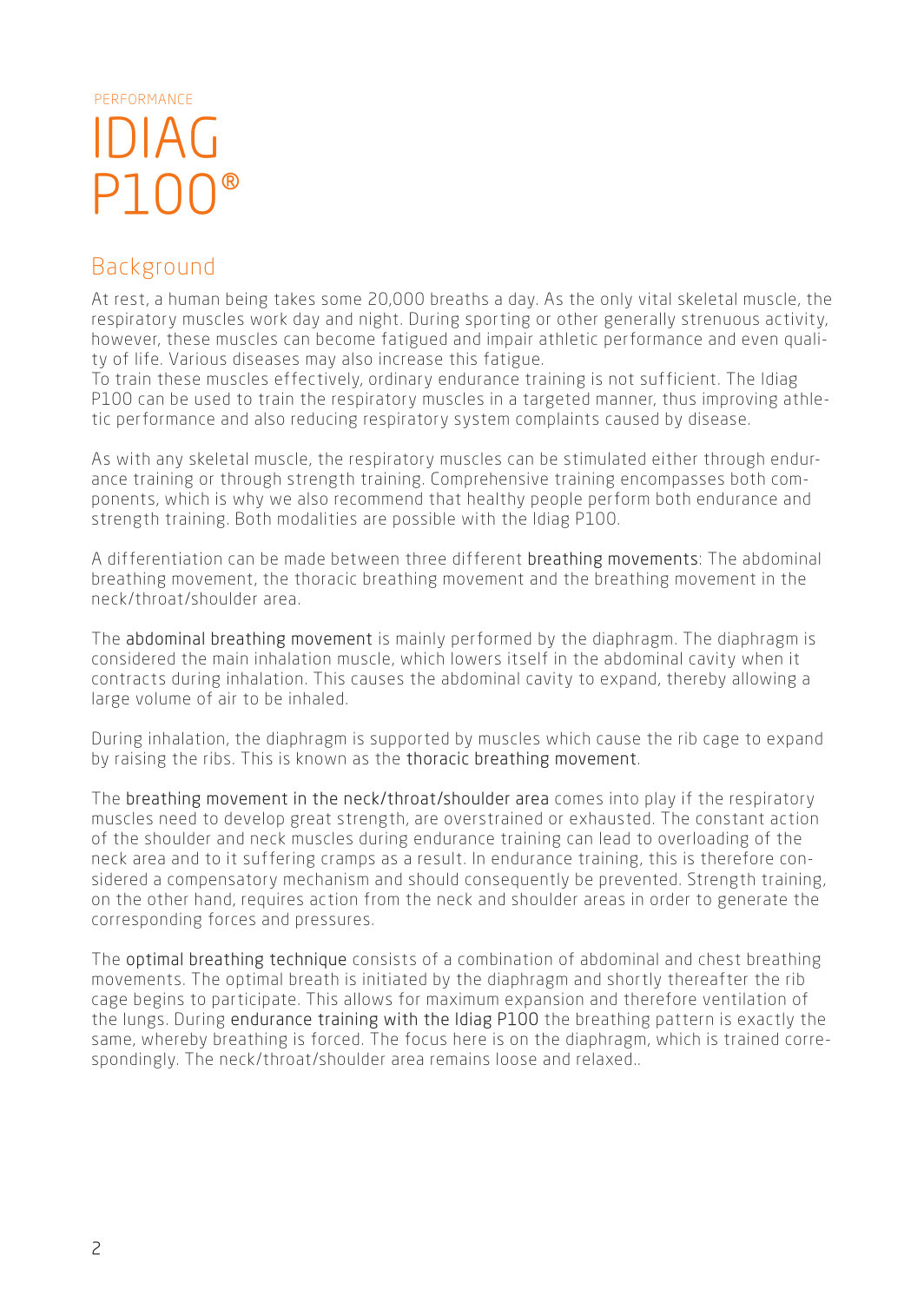PERFORMANCE

# IDIAG P100®

## Background

At rest, a human being takes some 20,000 breaths a day. As the only vital skeletal muscle, the respiratory muscles work day and night. During sporting or other generally strenuous activity, however, these muscles can become fatigued and impair athletic performance and even quality of life. Various diseases may also increase this fatigue.
To train these muscles effectively, ordinary endurance training is not sufficient. The Idiag P100 can be used to train the respiratory muscles in a targeted manner, thus improving athletic performance and also reducing respiratory system complaints caused by disease.

As with any skeletal muscle, the respiratory muscles can be stimulated either through endurance training or through strength training. Comprehensive training encompasses both components, which is why we also recommend that healthy people perform both endurance and strength training. Both modalities are possible with the Idiag P100.

A differentiation can be made between three different breathing movements: The abdominal breathing movement, the thoracic breathing movement and the breathing movement in the neck/throat/shoulder area.

The abdominal breathing movement is mainly performed by the diaphragm. The diaphragm is considered the main inhalation muscle, which lowers itself in the abdominal cavity when it contracts during inhalation. This causes the abdominal cavity to expand, thereby allowing a large volume of air to be inhaled.

During inhalation, the diaphragm is supported by muscles which cause the rib cage to expand by raising the ribs. This is known as the thoracic breathing movement.

The breathing movement in the neck/throat/shoulder area comes into play if the respiratory muscles need to develop great strength, are overstrained or exhausted. The constant action of the shoulder and neck muscles during endurance training can lead to overloading of the neck area and to it suffering cramps as a result. In endurance training, this is therefore considered a compensatory mechanism and should consequently be prevented. Strength training, on the other hand, requires action from the neck and shoulder areas in order to generate the corresponding forces and pressures.

The optimal breathing technique consists of a combination of abdominal and chest breathing movements. The optimal breath is initiated by the diaphragm and shortly thereafter the rib cage begins to participate. This allows for maximum expansion and therefore ventilation of the lungs. During endurance training with the Idiag P100 the breathing pattern is exactly the same, whereby breathing is forced. The focus here is on the diaphragm, which is trained correspondingly. The neck/throat/shoulder area remains loose and relaxed..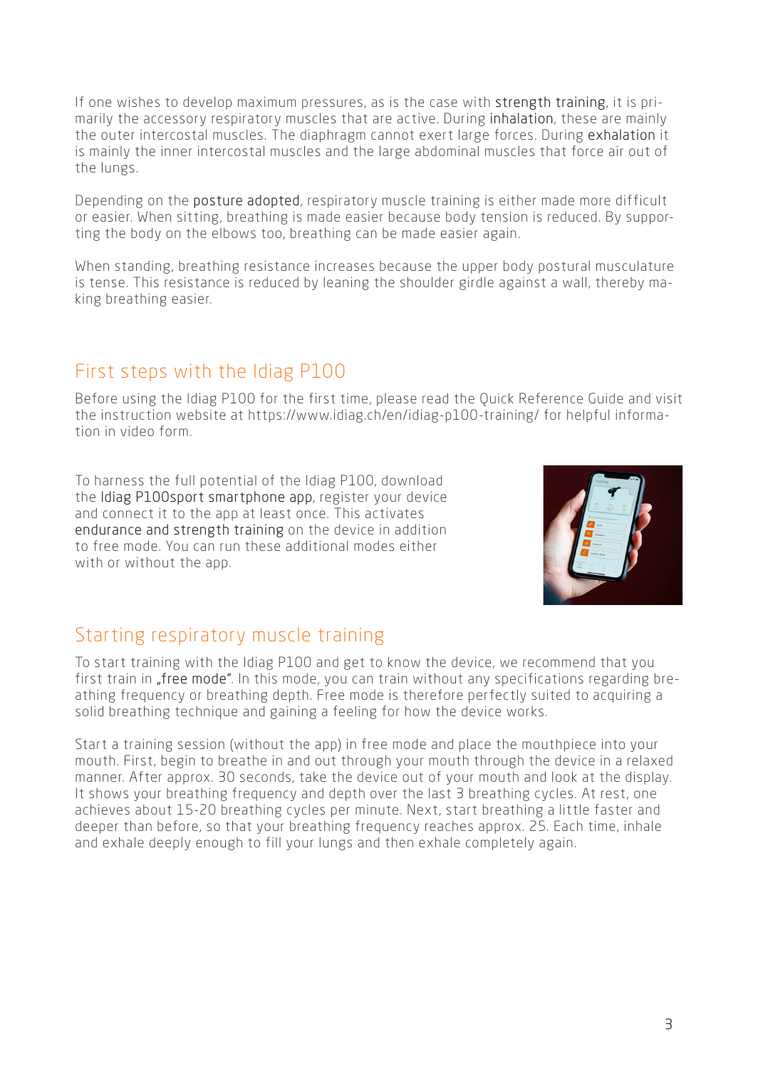If one wishes to develop maximum pressures, as is the case with strength training, it is primarily the accessory respiratory muscles that are active. During inhalation, these are mainly the outer intercostal muscles. The diaphragm cannot exert large forces. During exhalation it is mainly the inner intercostal muscles and the large abdominal muscles that force air out of the lungs.

Depending on the posture adopted, respiratory muscle training is either made more difficult or easier. When sitting, breathing is made easier because body tension is reduced. By supporting the body on the elbows too, breathing can be made easier again.

When standing, breathing resistance increases because the upper body postural musculature is tense. This resistance is reduced by leaning the shoulder girdle against a wall, thereby making breathing easier.

## First steps with the Idiag P100

Before using the Idiag P100 for the first time, please read the Quick Reference Guide and visit the instruction website at https://www.idiag.ch/en/idiag-p100-training/ for helpful information in video form.

To harness the full potential of the Idiag P100, download the Idiag P100sport smartphone app, register your device and connect it to the app at least once. This activates endurance and strength training on the device in addition to free mode. You can run these additional modes either with or without the app.

## Starting respiratory muscle training

To start training with the Idiag P100 and get to know the device, we recommend that you first train in „free mode". In this mode, you can train without any specifications regarding breathing frequency or breathing depth. Free mode is therefore perfectly suited to acquiring a solid breathing technique and gaining a feeling for how the device works.

Start a training session (without the app) in free mode and place the mouthpiece into your mouth. First, begin to breathe in and out through your mouth through the device in a relaxed manner. After approx. 30 seconds, take the device out of your mouth and look at the display. It shows your breathing frequency and depth over the last 3 breathing cycles. At rest, one achieves about 15-20 breathing cycles per minute. Next, start breathing a little faster and deeper than before, so that your breathing frequency reaches approx. 25. Each time, inhale and exhale deeply enough to fill your lungs and then exhale completely again.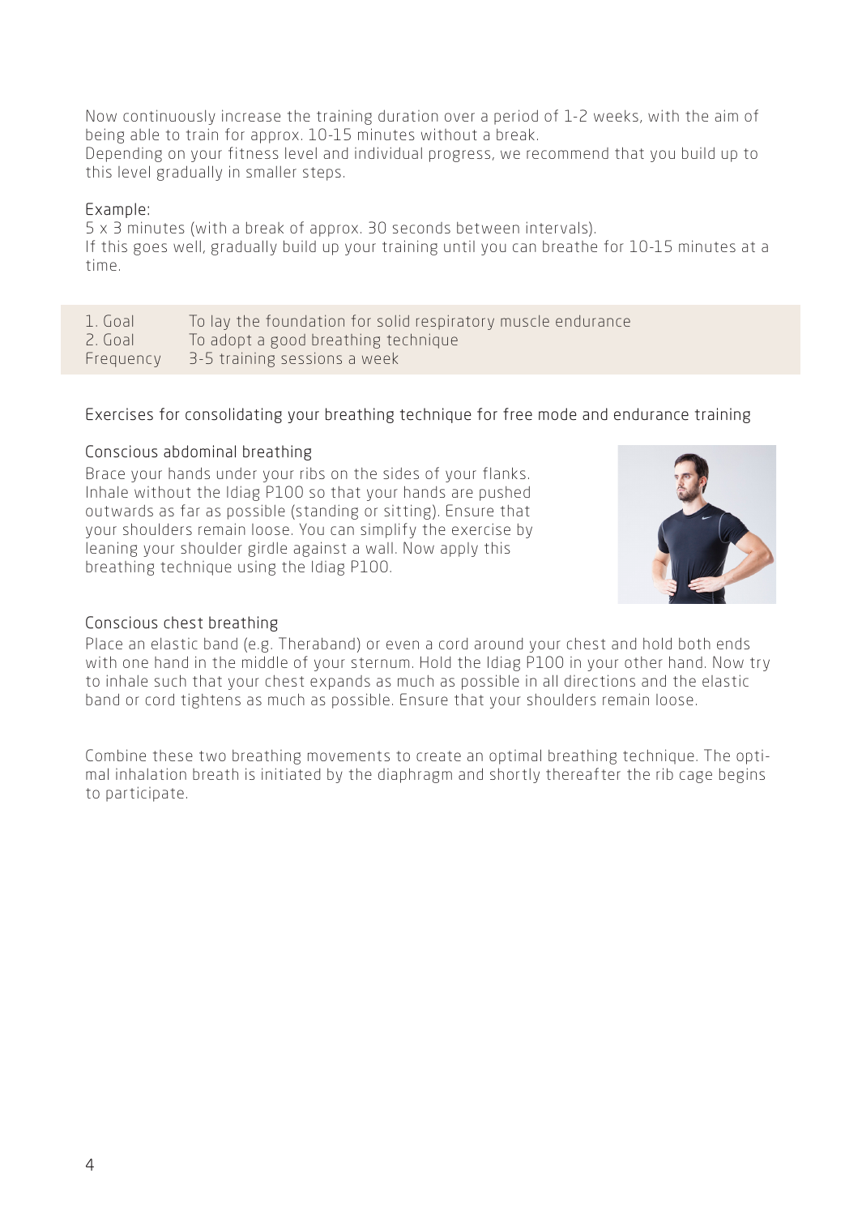Now continuously increase the training duration over a period of 1-2 weeks, with the aim of being able to train for approx. 10-15 minutes without a break.
Depending on your fitness level and individual progress, we recommend that you build up to this level gradually in smaller steps.

Example:
5 x 3 minutes (with a break of approx. 30 seconds between intervals).
If this goes well, gradually build up your training until you can breathe for 10-15 minutes at a time.

| | |
|---|---|
| 1. Goal | To lay the foundation for solid respiratory muscle endurance |
| 2. Goal | To adopt a good breathing technique |
| Frequency | 3-5 training sessions a week |

## Exercises for consolidating your breathing technique for free mode and endurance training

### Conscious abdominal breathing

Brace your hands under your ribs on the sides of your flanks. Inhale without the Idiag P100 so that your hands are pushed outwards as far as possible (standing or sitting). Ensure that your shoulders remain loose. You can simplify the exercise by leaning your shoulder girdle against a wall. Now apply this breathing technique using the Idiag P100.

### Conscious chest breathing

Place an elastic band (e.g. Theraband) or even a cord around your chest and hold both ends with one hand in the middle of your sternum. Hold the Idiag P100 in your other hand. Now try to inhale such that your chest expands as much as possible in all directions and the elastic band or cord tightens as much as possible. Ensure that your shoulders remain loose.

Combine these two breathing movements to create an optimal breathing technique. The optimal inhalation breath is initiated by the diaphragm and shortly thereafter the rib cage begins to participate.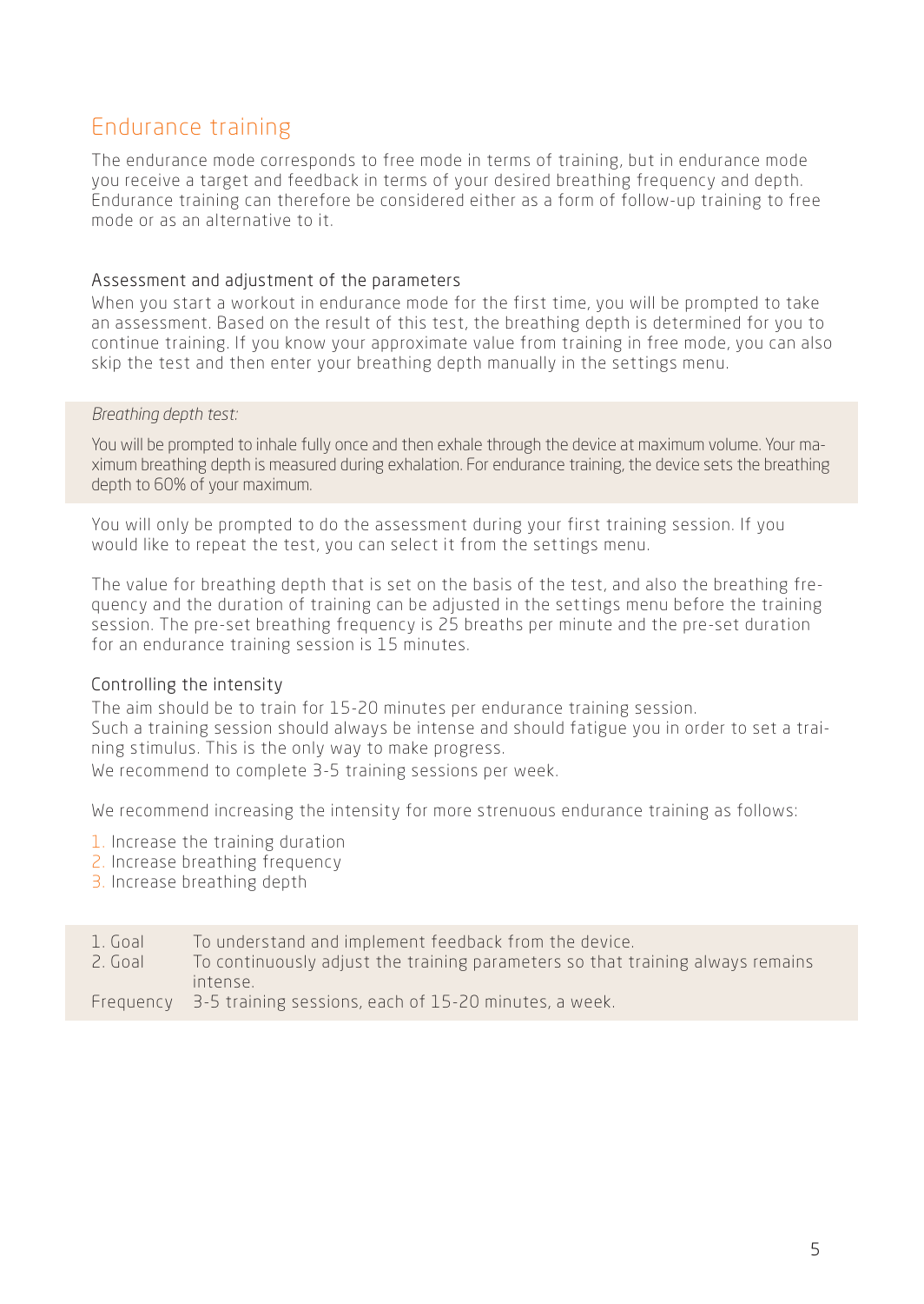## Endurance training

The endurance mode corresponds to free mode in terms of training, but in endurance mode you receive a target and feedback in terms of your desired breathing frequency and depth. Endurance training can therefore be considered either as a form of follow-up training to free mode or as an alternative to it.

### Assessment and adjustment of the parameters

When you start a workout in endurance mode for the first time, you will be prompted to take an assessment. Based on the result of this test, the breathing depth is determined for you to continue training. If you know your approximate value from training in free mode, you can also skip the test and then enter your breathing depth manually in the settings menu.

> *Breathing depth test:*
>
> You will be prompted to inhale fully once and then exhale through the device at maximum volume. Your maximum breathing depth is measured during exhalation. For endurance training, the device sets the breathing depth to 60% of your maximum.

You will only be prompted to do the assessment during your first training session. If you would like to repeat the test, you can select it from the settings menu.

The value for breathing depth that is set on the basis of the test, and also the breathing frequency and the duration of training can be adjusted in the settings menu before the training session. The pre-set breathing frequency is 25 breaths per minute and the pre-set duration for an endurance training session is 15 minutes.

### Controlling the intensity

The aim should be to train for 15-20 minutes per endurance training session.
Such a training session should always be intense and should fatigue you in order to set a training stimulus. This is the only way to make progress.
We recommend to complete 3-5 training sessions per week.

We recommend increasing the intensity for more strenuous endurance training as follows:

1. Increase the training duration
2. Increase breathing frequency
3. Increase breathing depth

| | |
|---|---|
| 1. Goal | To understand and implement feedback from the device. |
| 2. Goal | To continuously adjust the training parameters so that training always remains intense. |
| Frequency | 3-5 training sessions, each of 15-20 minutes, a week. |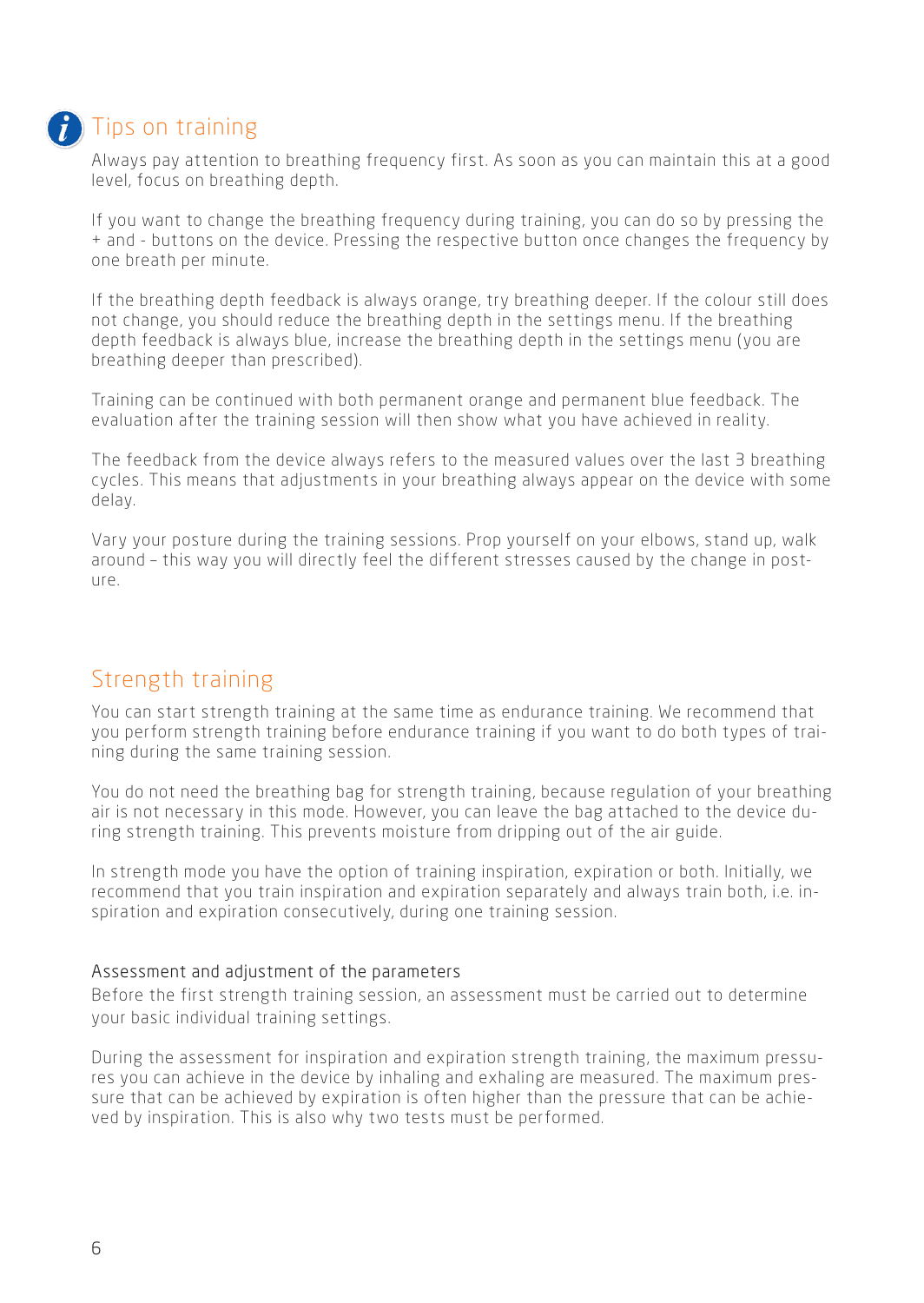## Tips on training

Always pay attention to breathing frequency first. As soon as you can maintain this at a good level, focus on breathing depth.

If you want to change the breathing frequency during training, you can do so by pressing the + and - buttons on the device. Pressing the respective button once changes the frequency by one breath per minute.

If the breathing depth feedback is always orange, try breathing deeper. If the colour still does not change, you should reduce the breathing depth in the settings menu. If the breathing depth feedback is always blue, increase the breathing depth in the settings menu (you are breathing deeper than prescribed).

Training can be continued with both permanent orange and permanent blue feedback. The evaluation after the training session will then show what you have achieved in reality.

The feedback from the device always refers to the measured values over the last 3 breathing cycles. This means that adjustments in your breathing always appear on the device with some delay.

Vary your posture during the training sessions. Prop yourself on your elbows, stand up, walk around – this way you will directly feel the different stresses caused by the change in posture.

## Strength training

You can start strength training at the same time as endurance training. We recommend that you perform strength training before endurance training if you want to do both types of training during the same training session.

You do not need the breathing bag for strength training, because regulation of your breathing air is not necessary in this mode. However, you can leave the bag attached to the device during strength training. This prevents moisture from dripping out of the air guide.

In strength mode you have the option of training inspiration, expiration or both. Initially, we recommend that you train inspiration and expiration separately and always train both, i.e. inspiration and expiration consecutively, during one training session.

### Assessment and adjustment of the parameters

Before the first strength training session, an assessment must be carried out to determine your basic individual training settings.

During the assessment for inspiration and expiration strength training, the maximum pressures you can achieve in the device by inhaling and exhaling are measured. The maximum pressure that can be achieved by expiration is often higher than the pressure that can be achieved by inspiration. This is also why two tests must be performed.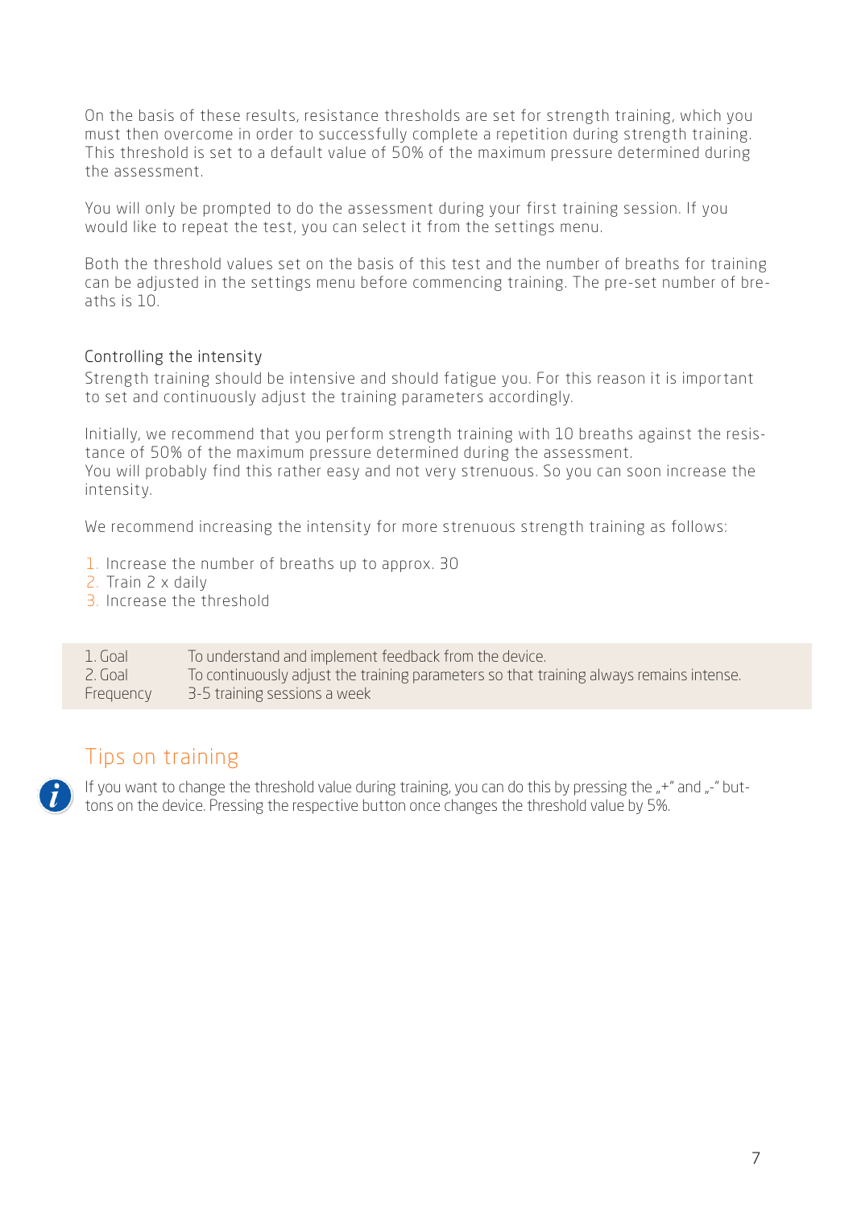On the basis of these results, resistance thresholds are set for strength training, which you must then overcome in order to successfully complete a repetition during strength training. This threshold is set to a default value of 50% of the maximum pressure determined during the assessment.

You will only be prompted to do the assessment during your first training session. If you would like to repeat the test, you can select it from the settings menu.

Both the threshold values set on the basis of this test and the number of breaths for training can be adjusted in the settings menu before commencing training. The pre-set number of breaths is 10.

### Controlling the intensity

Strength training should be intensive and should fatigue you. For this reason it is important to set and continuously adjust the training parameters accordingly.

Initially, we recommend that you perform strength training with 10 breaths against the resistance of 50% of the maximum pressure determined during the assessment.
You will probably find this rather easy and not very strenuous. So you can soon increase the intensity.

We recommend increasing the intensity for more strenuous strength training as follows:

1. Increase the number of breaths up to approx. 30
2. Train 2 x daily
3. Increase the threshold

| | |
|---|---|
| 1. Goal | To understand and implement feedback from the device. |
| 2. Goal | To continuously adjust the training parameters so that training always remains intense. |
| Frequency | 3-5 training sessions a week |

## Tips on training

If you want to change the threshold value during training, you can do this by pressing the „+" and „-" buttons on the device. Pressing the respective button once changes the threshold value by 5%.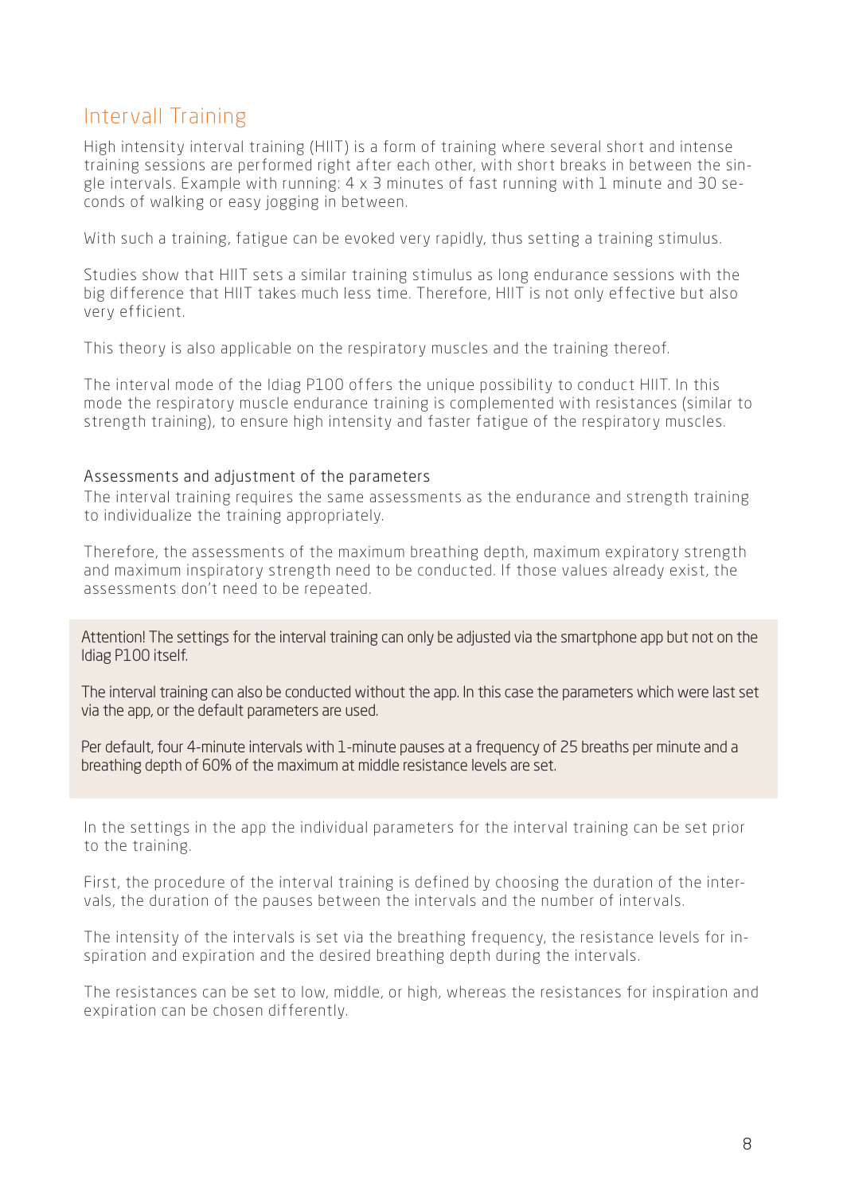## Intervall Training

High intensity interval training (HIIT) is a form of training where several short and intense training sessions are performed right after each other, with short breaks in between the single intervals. Example with running: 4 x 3 minutes of fast running with 1 minute and 30 seconds of walking or easy jogging in between.

With such a training, fatigue can be evoked very rapidly, thus setting a training stimulus.

Studies show that HIIT sets a similar training stimulus as long endurance sessions with the big difference that HIIT takes much less time. Therefore, HIIT is not only effective but also very efficient.

This theory is also applicable on the respiratory muscles and the training thereof.

The interval mode of the Idiag P100 offers the unique possibility to conduct HIIT. In this mode the respiratory muscle endurance training is complemented with resistances (similar to strength training), to ensure high intensity and faster fatigue of the respiratory muscles.

### Assessments and adjustment of the parameters

The interval training requires the same assessments as the endurance and strength training to individualize the training appropriately.

Therefore, the assessments of the maximum breathing depth, maximum expiratory strength and maximum inspiratory strength need to be conducted. If those values already exist, the assessments don't need to be repeated.

> Attention! The settings for the interval training can only be adjusted via the smartphone app but not on the Idiag P100 itself.
>
> The interval training can also be conducted without the app. In this case the parameters which were last set via the app, or the default parameters are used.
>
> Per default, four 4-minute intervals with 1-minute pauses at a frequency of 25 breaths per minute and a breathing depth of 60% of the maximum at middle resistance levels are set.

In the settings in the app the individual parameters for the interval training can be set prior to the training.

First, the procedure of the interval training is defined by choosing the duration of the intervals, the duration of the pauses between the intervals and the number of intervals.

The intensity of the intervals is set via the breathing frequency, the resistance levels for inspiration and expiration and the desired breathing depth during the intervals.

The resistances can be set to low, middle, or high, whereas the resistances for inspiration and expiration can be chosen differently.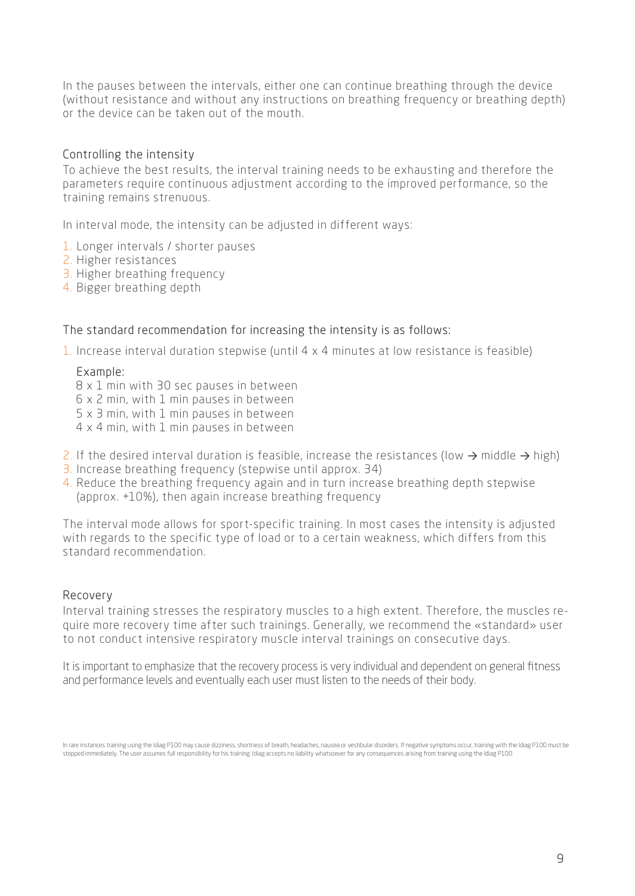In the pauses between the intervals, either one can continue breathing through the device (without resistance and without any instructions on breathing frequency or breathing depth) or the device can be taken out of the mouth.

## Controlling the intensity

To achieve the best results, the interval training needs to be exhausting and therefore the parameters require continuous adjustment according to the improved performance, so the training remains strenuous.

In interval mode, the intensity can be adjusted in different ways:

1. Longer intervals / shorter pauses
2. Higher resistances
3. Higher breathing frequency
4. Bigger breathing depth

### The standard recommendation for increasing the intensity is as follows:

1. Increase interval duration stepwise (until 4 x 4 minutes at low resistance is feasible)

   Example:
   8 x 1 min with 30 sec pauses in between
   6 x 2 min, with 1 min pauses in between
   5 x 3 min, with 1 min pauses in between
   4 x 4 min, with 1 min pauses in between

2. If the desired interval duration is feasible, increase the resistances (low → middle → high)
3. Increase breathing frequency (stepwise until approx. 34)
4. Reduce the breathing frequency again and in turn increase breathing depth stepwise (approx. +10%), then again increase breathing frequency

The interval mode allows for sport-specific training. In most cases the intensity is adjusted with regards to the specific type of load or to a certain weakness, which differs from this standard recommendation.

## Recovery

Interval training stresses the respiratory muscles to a high extent. Therefore, the muscles require more recovery time after such trainings. Generally, we recommend the «standard» user to not conduct intensive respiratory muscle interval trainings on consecutive days.

It is important to emphasize that the recovery process is very individual and dependent on general fitness and performance levels and eventually each user must listen to the needs of their body.

In rare instances training using the Idiag P100 may cause dizziness, shortness of breath, headaches, nausea or vestibular disorders. If negative symptoms occur, training with the Idiag P100 must be stopped immediately. The user assumes full responsibility for his training. Idiag accepts no liability whatsoever for any consequences arising from training using the Idiag P100.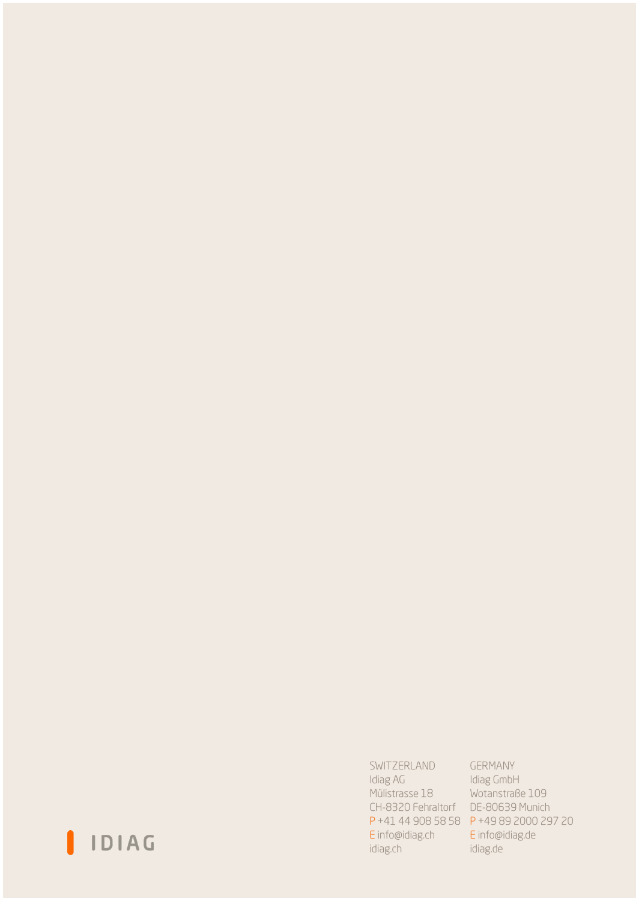IDIAG

SWITZERLAND
Idiag AG
Mülistrasse 18
CH-8320 Fehraltorf
P +41 44 908 58 58
E info@idiag.ch
idiag.ch

GERMANY
Idiag GmbH
Wotanstraße 109
DE-80639 Munich
P +49 89 2000 297 20
E info@idiag.de
idiag.de